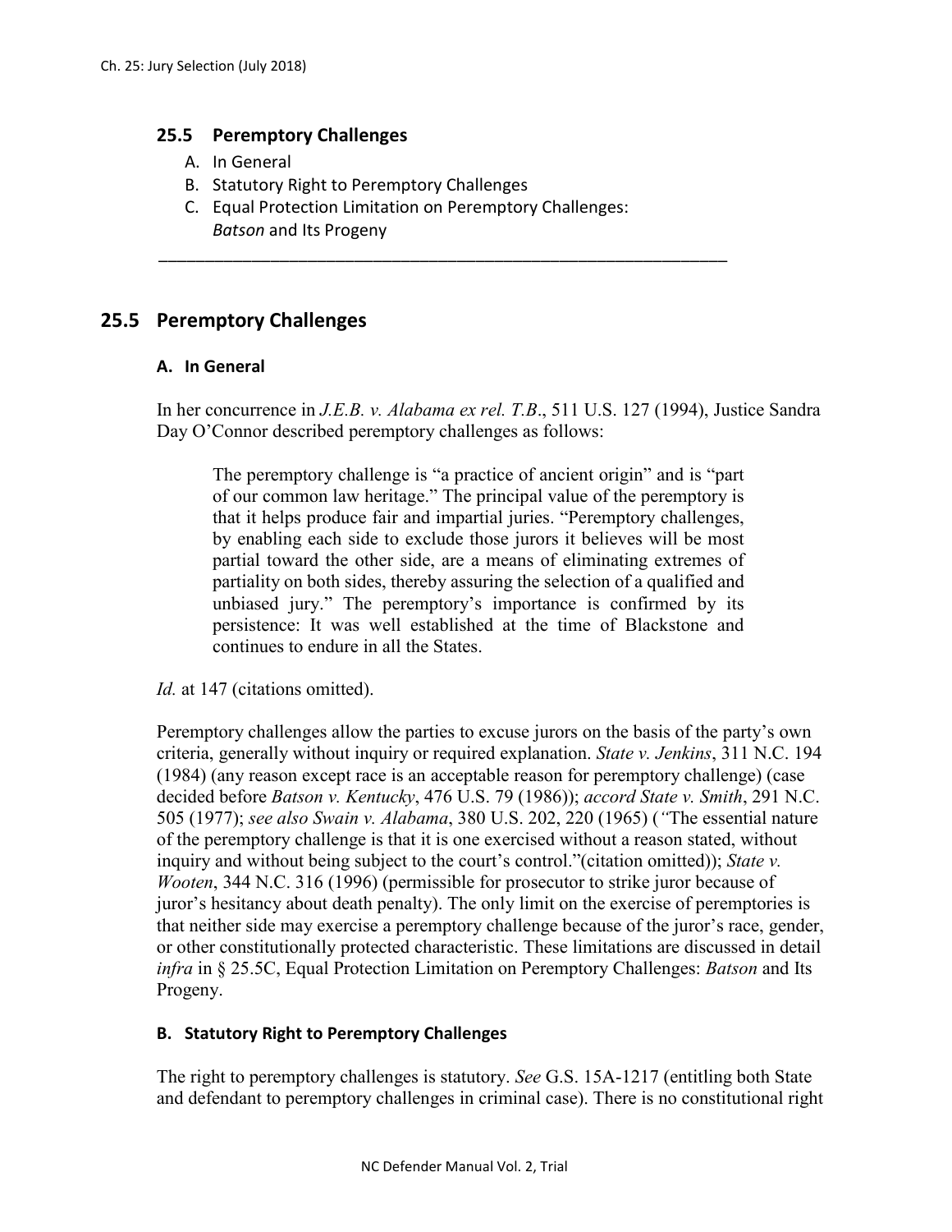## 25.5 Peremptory Challenges

A. In General
B. Statutory Right to Peremptory Challenges
C. Equal Protection Limitation on Peremptory Challenges: *Batson* and Its Progeny

---

## 25.5 Peremptory Challenges

### A. In General

In her concurrence in *J.E.B. v. Alabama ex rel. T.B*., 511 U.S. 127 (1994), Justice Sandra Day O'Connor described peremptory challenges as follows:

> The peremptory challenge is "a practice of ancient origin" and is "part of our common law heritage." The principal value of the peremptory is that it helps produce fair and impartial juries. "Peremptory challenges, by enabling each side to exclude those jurors it believes will be most partial toward the other side, are a means of eliminating extremes of partiality on both sides, thereby assuring the selection of a qualified and unbiased jury." The peremptory's importance is confirmed by its persistence: It was well established at the time of Blackstone and continues to endure in all the States.

*Id.* at 147 (citations omitted).

Peremptory challenges allow the parties to excuse jurors on the basis of the party's own criteria, generally without inquiry or required explanation. *State v. Jenkins*, 311 N.C. 194 (1984) (any reason except race is an acceptable reason for peremptory challenge) (case decided before *Batson v. Kentucky*, 476 U.S. 79 (1986)); *accord State v. Smith*, 291 N.C. 505 (1977); *see also Swain v. Alabama*, 380 U.S. 202, 220 (1965) ("The essential nature of the peremptory challenge is that it is one exercised without a reason stated, without inquiry and without being subject to the court's control."(citation omitted)); *State v. Wooten*, 344 N.C. 316 (1996) (permissible for prosecutor to strike juror because of juror's hesitancy about death penalty). The only limit on the exercise of peremptories is that neither side may exercise a peremptory challenge because of the juror's race, gender, or other constitutionally protected characteristic. These limitations are discussed in detail *infra* in § 25.5C, Equal Protection Limitation on Peremptory Challenges: *Batson* and Its Progeny.

### B. Statutory Right to Peremptory Challenges

The right to peremptory challenges is statutory. *See* G.S. 15A-1217 (entitling both State and defendant to peremptory challenges in criminal case). There is no constitutional right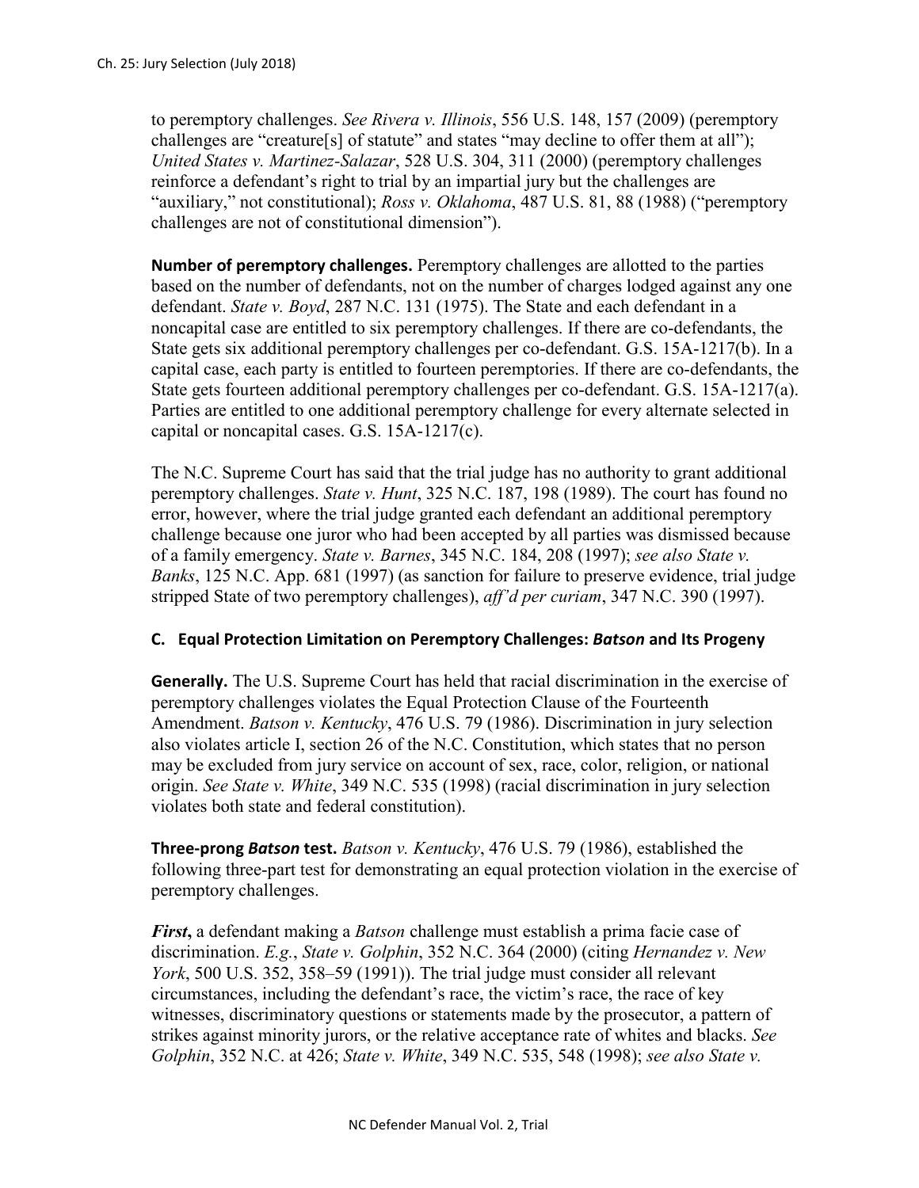to peremptory challenges. *See Rivera v. Illinois*, 556 U.S. 148, 157 (2009) (peremptory challenges are "creature[s] of statute" and states "may decline to offer them at all"); *United States v. Martinez-Salazar*, 528 U.S. 304, 311 (2000) (peremptory challenges reinforce a defendant's right to trial by an impartial jury but the challenges are "auxiliary," not constitutional); *Ross v. Oklahoma*, 487 U.S. 81, 88 (1988) ("peremptory challenges are not of constitutional dimension").

**Number of peremptory challenges.** Peremptory challenges are allotted to the parties based on the number of defendants, not on the number of charges lodged against any one defendant. *State v. Boyd*, 287 N.C. 131 (1975). The State and each defendant in a noncapital case are entitled to six peremptory challenges. If there are co-defendants, the State gets six additional peremptory challenges per co-defendant. G.S. 15A-1217(b). In a capital case, each party is entitled to fourteen peremptories. If there are co-defendants, the State gets fourteen additional peremptory challenges per co-defendant. G.S. 15A-1217(a). Parties are entitled to one additional peremptory challenge for every alternate selected in capital or noncapital cases. G.S. 15A-1217(c).

The N.C. Supreme Court has said that the trial judge has no authority to grant additional peremptory challenges. *State v. Hunt*, 325 N.C. 187, 198 (1989). The court has found no error, however, where the trial judge granted each defendant an additional peremptory challenge because one juror who had been accepted by all parties was dismissed because of a family emergency. *State v. Barnes*, 345 N.C. 184, 208 (1997); *see also State v. Banks*, 125 N.C. App. 681 (1997) (as sanction for failure to preserve evidence, trial judge stripped State of two peremptory challenges), *aff'd per curiam*, 347 N.C. 390 (1997).

### C. Equal Protection Limitation on Peremptory Challenges: *Batson* and Its Progeny

**Generally.** The U.S. Supreme Court has held that racial discrimination in the exercise of peremptory challenges violates the Equal Protection Clause of the Fourteenth Amendment. *Batson v. Kentucky*, 476 U.S. 79 (1986). Discrimination in jury selection also violates article I, section 26 of the N.C. Constitution, which states that no person may be excluded from jury service on account of sex, race, color, religion, or national origin. *See State v. White*, 349 N.C. 535 (1998) (racial discrimination in jury selection violates both state and federal constitution).

**Three-prong *Batson* test.** *Batson v. Kentucky*, 476 U.S. 79 (1986), established the following three-part test for demonstrating an equal protection violation in the exercise of peremptory challenges.

***First*,** a defendant making a *Batson* challenge must establish a prima facie case of discrimination. *E.g.*, *State v. Golphin*, 352 N.C. 364 (2000) (citing *Hernandez v. New York*, 500 U.S. 352, 358–59 (1991)). The trial judge must consider all relevant circumstances, including the defendant's race, the victim's race, the race of key witnesses, discriminatory questions or statements made by the prosecutor, a pattern of strikes against minority jurors, or the relative acceptance rate of whites and blacks. *See Golphin*, 352 N.C. at 426; *State v. White*, 349 N.C. 535, 548 (1998); *see also State v.*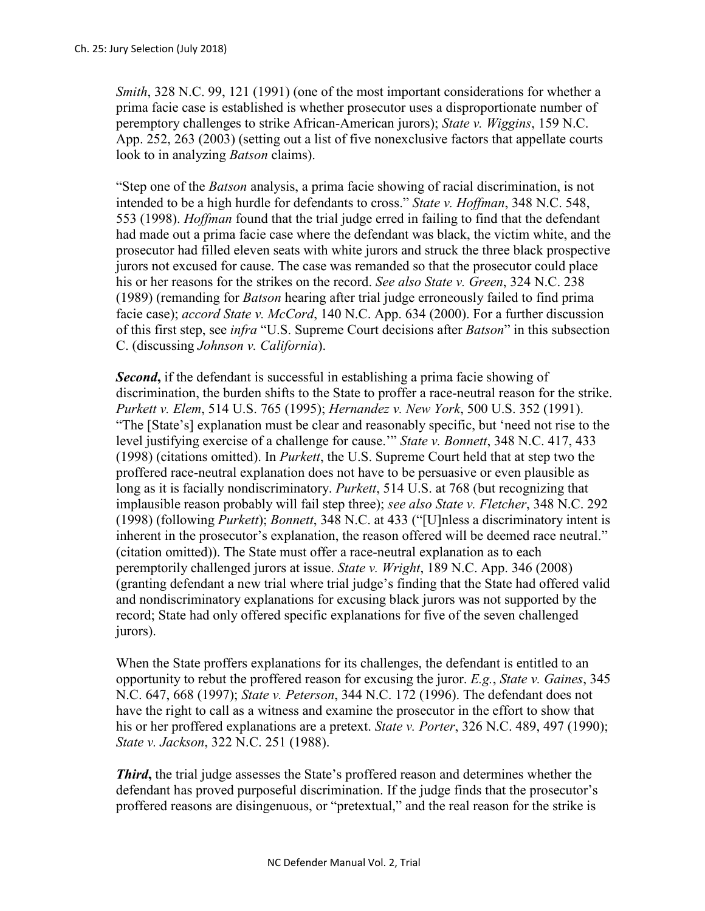*Smith*, 328 N.C. 99, 121 (1991) (one of the most important considerations for whether a prima facie case is established is whether prosecutor uses a disproportionate number of peremptory challenges to strike African-American jurors); *State v. Wiggins*, 159 N.C. App. 252, 263 (2003) (setting out a list of five nonexclusive factors that appellate courts look to in analyzing *Batson* claims).

"Step one of the *Batson* analysis, a prima facie showing of racial discrimination, is not intended to be a high hurdle for defendants to cross." *State v. Hoffman*, 348 N.C. 548, 553 (1998). *Hoffman* found that the trial judge erred in failing to find that the defendant had made out a prima facie case where the defendant was black, the victim white, and the prosecutor had filled eleven seats with white jurors and struck the three black prospective jurors not excused for cause. The case was remanded so that the prosecutor could place his or her reasons for the strikes on the record. *See also State v. Green*, 324 N.C. 238 (1989) (remanding for *Batson* hearing after trial judge erroneously failed to find prima facie case); *accord State v. McCord*, 140 N.C. App. 634 (2000). For a further discussion of this first step, see *infra* "U.S. Supreme Court decisions after *Batson*" in this subsection C. (discussing *Johnson v. California*).

***Second***, if the defendant is successful in establishing a prima facie showing of discrimination, the burden shifts to the State to proffer a race-neutral reason for the strike. *Purkett v. Elem*, 514 U.S. 765 (1995); *Hernandez v. New York*, 500 U.S. 352 (1991). "The [State's] explanation must be clear and reasonably specific, but 'need not rise to the level justifying exercise of a challenge for cause.'" *State v. Bonnett*, 348 N.C. 417, 433 (1998) (citations omitted). In *Purkett*, the U.S. Supreme Court held that at step two the proffered race-neutral explanation does not have to be persuasive or even plausible as long as it is facially nondiscriminatory. *Purkett*, 514 U.S. at 768 (but recognizing that implausible reason probably will fail step three); *see also State v. Fletcher*, 348 N.C. 292 (1998) (following *Purkett*); *Bonnett*, 348 N.C. at 433 ("[U]nless a discriminatory intent is inherent in the prosecutor's explanation, the reason offered will be deemed race neutral." (citation omitted)). The State must offer a race-neutral explanation as to each peremptorily challenged jurors at issue. *State v. Wright*, 189 N.C. App. 346 (2008) (granting defendant a new trial where trial judge's finding that the State had offered valid and nondiscriminatory explanations for excusing black jurors was not supported by the record; State had only offered specific explanations for five of the seven challenged jurors).

When the State proffers explanations for its challenges, the defendant is entitled to an opportunity to rebut the proffered reason for excusing the juror. *E.g.*, *State v. Gaines*, 345 N.C. 647, 668 (1997); *State v. Peterson*, 344 N.C. 172 (1996). The defendant does not have the right to call as a witness and examine the prosecutor in the effort to show that his or her proffered explanations are a pretext. *State v. Porter*, 326 N.C. 489, 497 (1990); *State v. Jackson*, 322 N.C. 251 (1988).

***Third***, the trial judge assesses the State's proffered reason and determines whether the defendant has proved purposeful discrimination. If the judge finds that the prosecutor's proffered reasons are disingenuous, or "pretextual," and the real reason for the strike is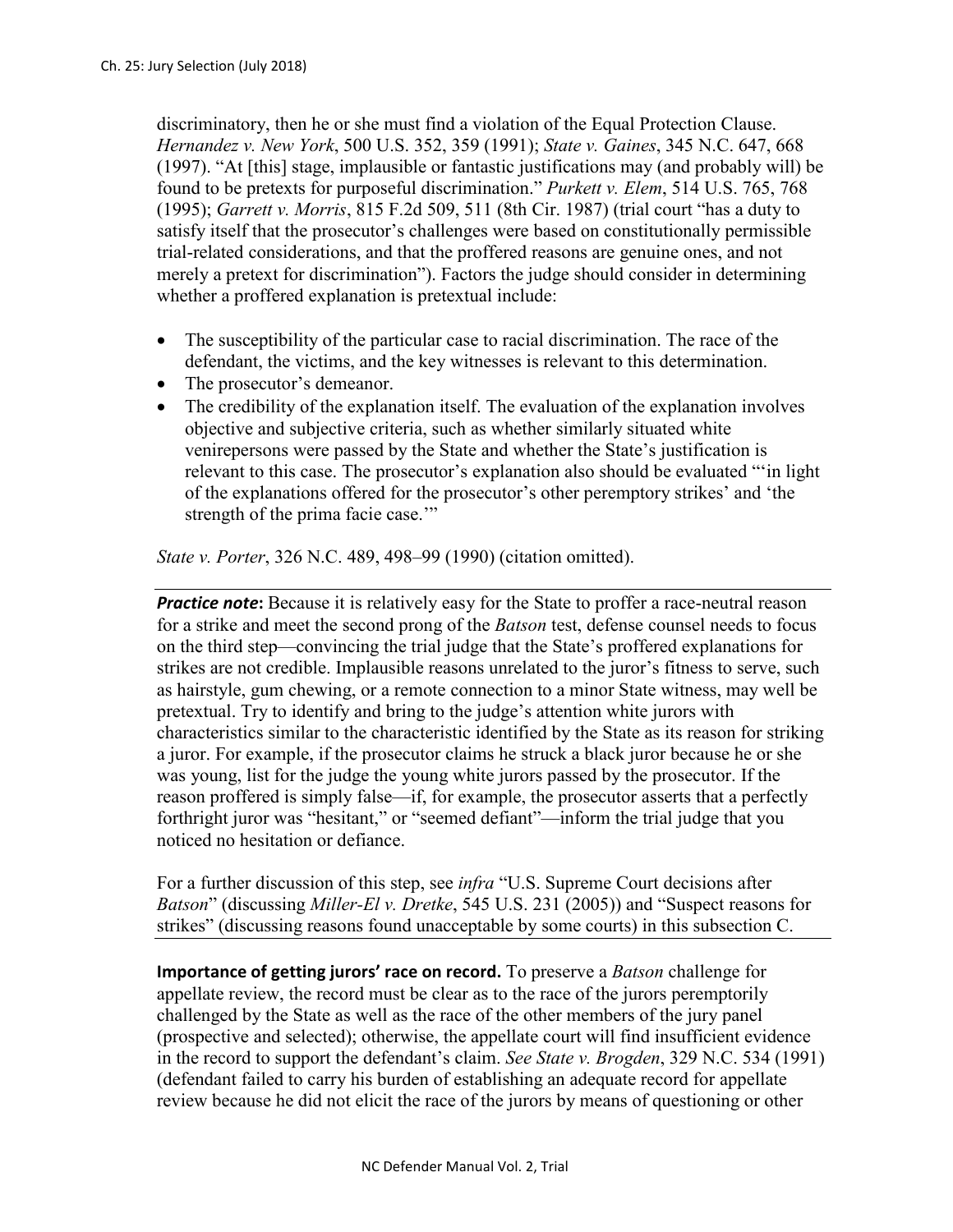discriminatory, then he or she must find a violation of the Equal Protection Clause. *Hernandez v. New York*, 500 U.S. 352, 359 (1991); *State v. Gaines*, 345 N.C. 647, 668 (1997). "At [this] stage, implausible or fantastic justifications may (and probably will) be found to be pretexts for purposeful discrimination." *Purkett v. Elem*, 514 U.S. 765, 768 (1995); *Garrett v. Morris*, 815 F.2d 509, 511 (8th Cir. 1987) (trial court "has a duty to satisfy itself that the prosecutor's challenges were based on constitutionally permissible trial-related considerations, and that the proffered reasons are genuine ones, and not merely a pretext for discrimination"). Factors the judge should consider in determining whether a proffered explanation is pretextual include:

- The susceptibility of the particular case to racial discrimination. The race of the defendant, the victims, and the key witnesses is relevant to this determination.
- The prosecutor's demeanor.
- The credibility of the explanation itself. The evaluation of the explanation involves objective and subjective criteria, such as whether similarly situated white venirepersons were passed by the State and whether the State's justification is relevant to this case. The prosecutor's explanation also should be evaluated "'in light of the explanations offered for the prosecutor's other peremptory strikes' and 'the strength of the prima facie case.'"

*State v. Porter*, 326 N.C. 489, 498–99 (1990) (citation omitted).

***Practice note*:** Because it is relatively easy for the State to proffer a race-neutral reason for a strike and meet the second prong of the *Batson* test, defense counsel needs to focus on the third step—convincing the trial judge that the State's proffered explanations for strikes are not credible. Implausible reasons unrelated to the juror's fitness to serve, such as hairstyle, gum chewing, or a remote connection to a minor State witness, may well be pretextual. Try to identify and bring to the judge's attention white jurors with characteristics similar to the characteristic identified by the State as its reason for striking a juror. For example, if the prosecutor claims he struck a black juror because he or she was young, list for the judge the young white jurors passed by the prosecutor. If the reason proffered is simply false—if, for example, the prosecutor asserts that a perfectly forthright juror was "hesitant," or "seemed defiant"—inform the trial judge that you noticed no hesitation or defiance.

For a further discussion of this step, see *infra* "U.S. Supreme Court decisions after *Batson*" (discussing *Miller-El v. Dretke*, 545 U.S. 231 (2005)) and "Suspect reasons for strikes" (discussing reasons found unacceptable by some courts) in this subsection C.

**Importance of getting jurors' race on record.** To preserve a *Batson* challenge for appellate review, the record must be clear as to the race of the jurors peremptorily challenged by the State as well as the race of the other members of the jury panel (prospective and selected); otherwise, the appellate court will find insufficient evidence in the record to support the defendant's claim. *See State v. Brogden*, 329 N.C. 534 (1991) (defendant failed to carry his burden of establishing an adequate record for appellate review because he did not elicit the race of the jurors by means of questioning or other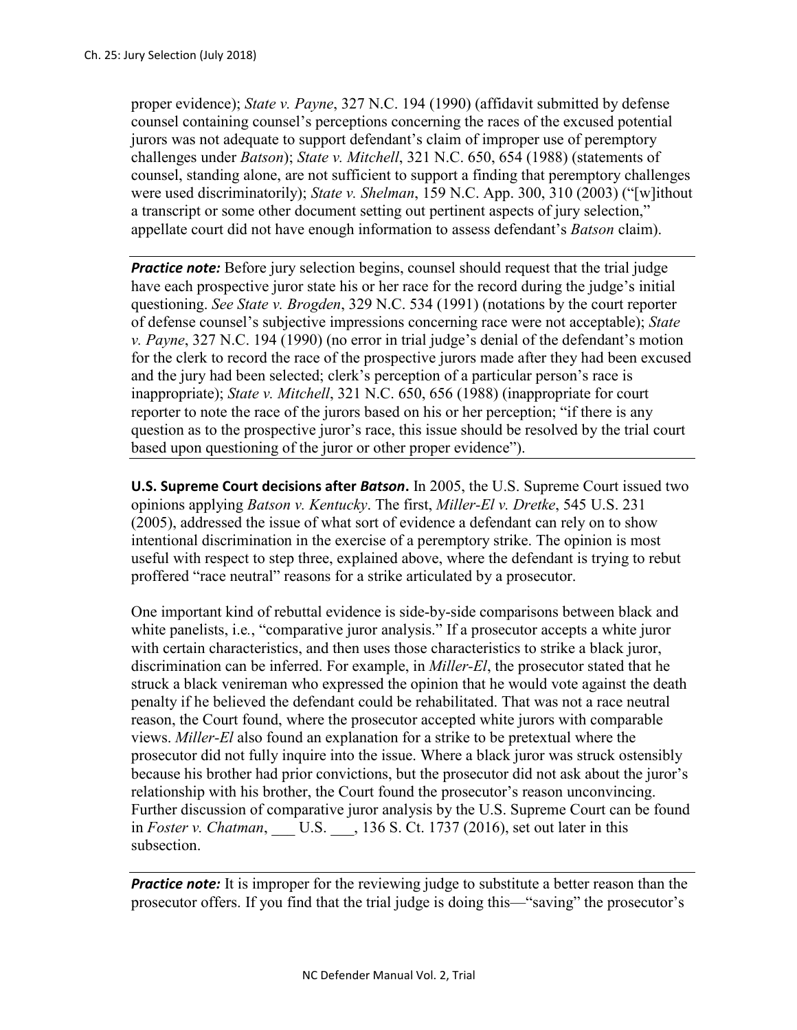proper evidence); *State v. Payne*, 327 N.C. 194 (1990) (affidavit submitted by defense counsel containing counsel's perceptions concerning the races of the excused potential jurors was not adequate to support defendant's claim of improper use of peremptory challenges under *Batson*); *State v. Mitchell*, 321 N.C. 650, 654 (1988) (statements of counsel, standing alone, are not sufficient to support a finding that peremptory challenges were used discriminatorily); *State v. Shelman*, 159 N.C. App. 300, 310 (2003) ("[w]ithout a transcript or some other document setting out pertinent aspects of jury selection," appellate court did not have enough information to assess defendant's *Batson* claim).

***Practice note:*** Before jury selection begins, counsel should request that the trial judge have each prospective juror state his or her race for the record during the judge's initial questioning. *See State v. Brogden*, 329 N.C. 534 (1991) (notations by the court reporter of defense counsel's subjective impressions concerning race were not acceptable); *State v. Payne*, 327 N.C. 194 (1990) (no error in trial judge's denial of the defendant's motion for the clerk to record the race of the prospective jurors made after they had been excused and the jury had been selected; clerk's perception of a particular person's race is inappropriate); *State v. Mitchell*, 321 N.C. 650, 656 (1988) (inappropriate for court reporter to note the race of the jurors based on his or her perception; "if there is any question as to the prospective juror's race, this issue should be resolved by the trial court based upon questioning of the juror or other proper evidence").

**U.S. Supreme Court decisions after *Batson*.** In 2005, the U.S. Supreme Court issued two opinions applying *Batson v. Kentucky*. The first, *Miller-El v. Dretke*, 545 U.S. 231 (2005), addressed the issue of what sort of evidence a defendant can rely on to show intentional discrimination in the exercise of a peremptory strike. The opinion is most useful with respect to step three, explained above, where the defendant is trying to rebut proffered "race neutral" reasons for a strike articulated by a prosecutor.

One important kind of rebuttal evidence is side-by-side comparisons between black and white panelists, i.e., "comparative juror analysis." If a prosecutor accepts a white juror with certain characteristics, and then uses those characteristics to strike a black juror, discrimination can be inferred. For example, in *Miller-El*, the prosecutor stated that he struck a black venireman who expressed the opinion that he would vote against the death penalty if he believed the defendant could be rehabilitated. That was not a race neutral reason, the Court found, where the prosecutor accepted white jurors with comparable views. *Miller-El* also found an explanation for a strike to be pretextual where the prosecutor did not fully inquire into the issue. Where a black juror was struck ostensibly because his brother had prior convictions, but the prosecutor did not ask about the juror's relationship with his brother, the Court found the prosecutor's reason unconvincing. Further discussion of comparative juror analysis by the U.S. Supreme Court can be found in *Foster v. Chatman*, ___ U.S. ___, 136 S. Ct. 1737 (2016), set out later in this subsection.

***Practice note:*** It is improper for the reviewing judge to substitute a better reason than the prosecutor offers. If you find that the trial judge is doing this—"saving" the prosecutor's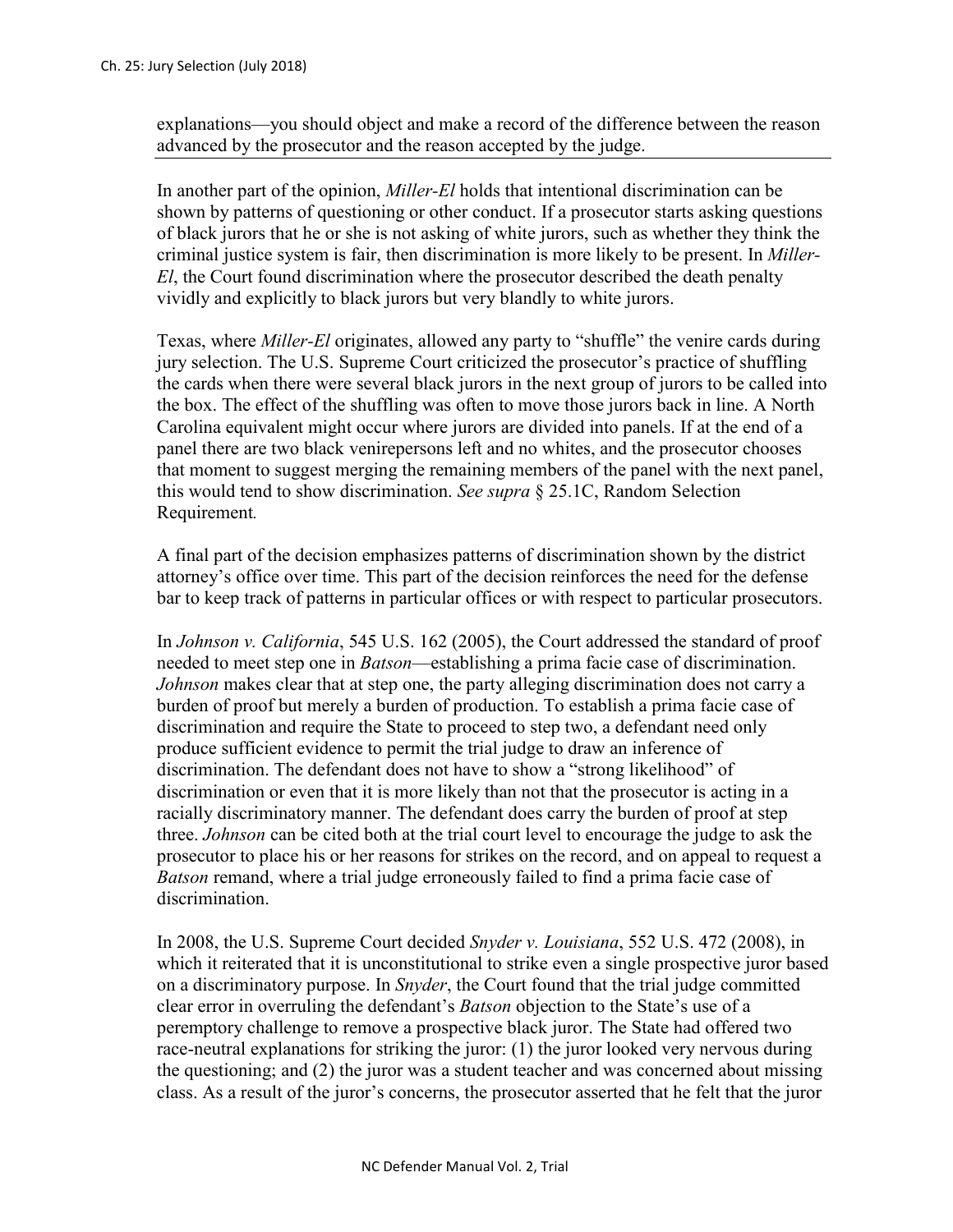explanations—you should object and make a record of the difference between the reason advanced by the prosecutor and the reason accepted by the judge.

In another part of the opinion, *Miller-El* holds that intentional discrimination can be shown by patterns of questioning or other conduct. If a prosecutor starts asking questions of black jurors that he or she is not asking of white jurors, such as whether they think the criminal justice system is fair, then discrimination is more likely to be present. In *Miller-El*, the Court found discrimination where the prosecutor described the death penalty vividly and explicitly to black jurors but very blandly to white jurors.

Texas, where *Miller-El* originates, allowed any party to "shuffle" the venire cards during jury selection. The U.S. Supreme Court criticized the prosecutor's practice of shuffling the cards when there were several black jurors in the next group of jurors to be called into the box. The effect of the shuffling was often to move those jurors back in line. A North Carolina equivalent might occur where jurors are divided into panels. If at the end of a panel there are two black venirepersons left and no whites, and the prosecutor chooses that moment to suggest merging the remaining members of the panel with the next panel, this would tend to show discrimination. *See supra* § 25.1C, Random Selection Requirement.

A final part of the decision emphasizes patterns of discrimination shown by the district attorney's office over time. This part of the decision reinforces the need for the defense bar to keep track of patterns in particular offices or with respect to particular prosecutors.

In *Johnson v. California*, 545 U.S. 162 (2005), the Court addressed the standard of proof needed to meet step one in *Batson*—establishing a prima facie case of discrimination. *Johnson* makes clear that at step one, the party alleging discrimination does not carry a burden of proof but merely a burden of production. To establish a prima facie case of discrimination and require the State to proceed to step two, a defendant need only produce sufficient evidence to permit the trial judge to draw an inference of discrimination. The defendant does not have to show a "strong likelihood" of discrimination or even that it is more likely than not that the prosecutor is acting in a racially discriminatory manner. The defendant does carry the burden of proof at step three. *Johnson* can be cited both at the trial court level to encourage the judge to ask the prosecutor to place his or her reasons for strikes on the record, and on appeal to request a *Batson* remand, where a trial judge erroneously failed to find a prima facie case of discrimination.

In 2008, the U.S. Supreme Court decided *Snyder v. Louisiana*, 552 U.S. 472 (2008), in which it reiterated that it is unconstitutional to strike even a single prospective juror based on a discriminatory purpose. In *Snyder*, the Court found that the trial judge committed clear error in overruling the defendant's *Batson* objection to the State's use of a peremptory challenge to remove a prospective black juror. The State had offered two race-neutral explanations for striking the juror: (1) the juror looked very nervous during the questioning; and (2) the juror was a student teacher and was concerned about missing class. As a result of the juror's concerns, the prosecutor asserted that he felt that the juror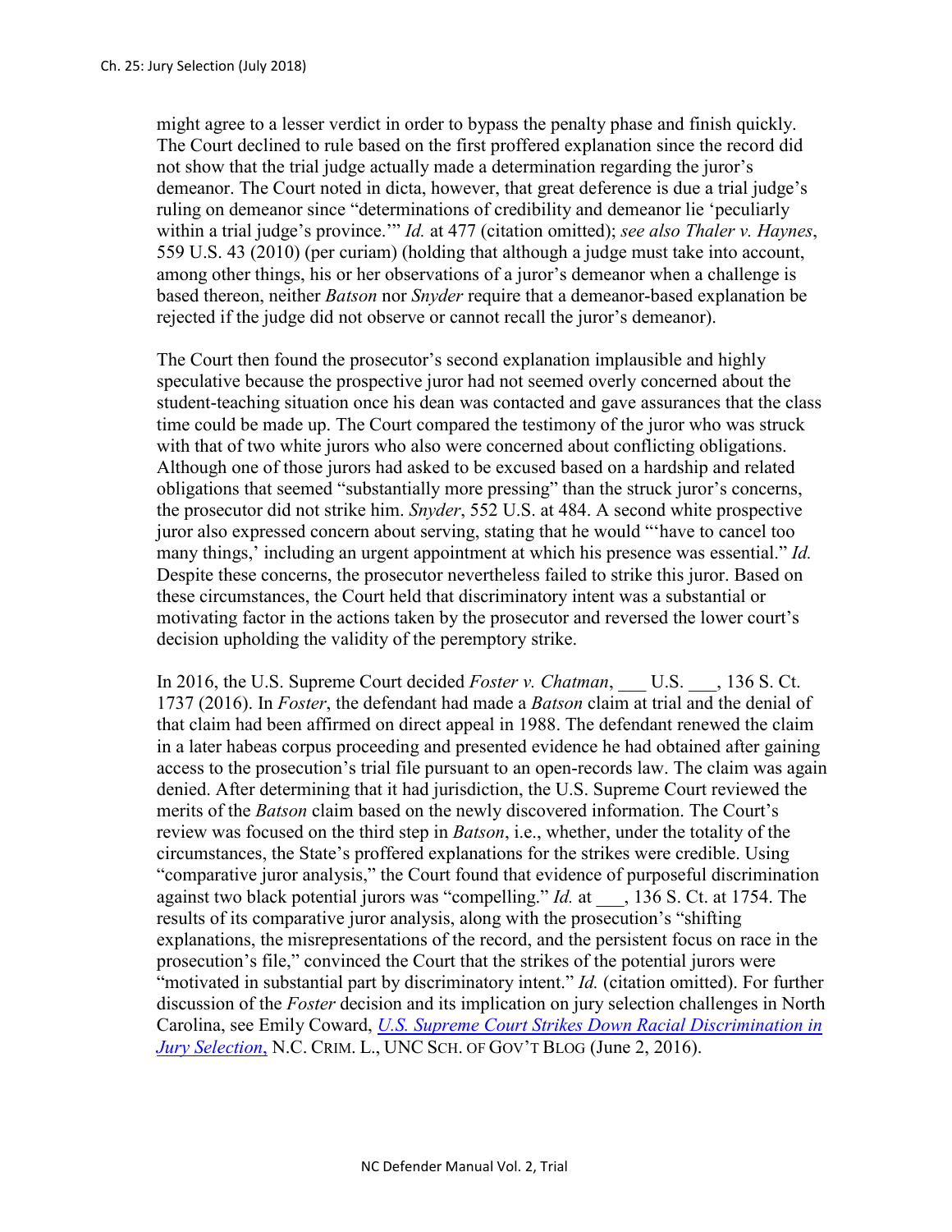might agree to a lesser verdict in order to bypass the penalty phase and finish quickly. The Court declined to rule based on the first proffered explanation since the record did not show that the trial judge actually made a determination regarding the juror's demeanor. The Court noted in dicta, however, that great deference is due a trial judge's ruling on demeanor since "determinations of credibility and demeanor lie 'peculiarly within a trial judge's province.'" *Id.* at 477 (citation omitted); *see also Thaler v. Haynes*, 559 U.S. 43 (2010) (per curiam) (holding that although a judge must take into account, among other things, his or her observations of a juror's demeanor when a challenge is based thereon, neither *Batson* nor *Snyder* require that a demeanor-based explanation be rejected if the judge did not observe or cannot recall the juror's demeanor).

The Court then found the prosecutor's second explanation implausible and highly speculative because the prospective juror had not seemed overly concerned about the student-teaching situation once his dean was contacted and gave assurances that the class time could be made up. The Court compared the testimony of the juror who was struck with that of two white jurors who also were concerned about conflicting obligations. Although one of those jurors had asked to be excused based on a hardship and related obligations that seemed "substantially more pressing" than the struck juror's concerns, the prosecutor did not strike him. *Snyder*, 552 U.S. at 484. A second white prospective juror also expressed concern about serving, stating that he would "'have to cancel too many things,' including an urgent appointment at which his presence was essential." *Id.* Despite these concerns, the prosecutor nevertheless failed to strike this juror. Based on these circumstances, the Court held that discriminatory intent was a substantial or motivating factor in the actions taken by the prosecutor and reversed the lower court's decision upholding the validity of the peremptory strike.

In 2016, the U.S. Supreme Court decided *Foster v. Chatman*, ___ U.S. ___, 136 S. Ct. 1737 (2016). In *Foster*, the defendant had made a *Batson* claim at trial and the denial of that claim had been affirmed on direct appeal in 1988. The defendant renewed the claim in a later habeas corpus proceeding and presented evidence he had obtained after gaining access to the prosecution's trial file pursuant to an open-records law. The claim was again denied. After determining that it had jurisdiction, the U.S. Supreme Court reviewed the merits of the *Batson* claim based on the newly discovered information. The Court's review was focused on the third step in *Batson*, i.e., whether, under the totality of the circumstances, the State's proffered explanations for the strikes were credible. Using "comparative juror analysis," the Court found that evidence of purposeful discrimination against two black potential jurors was "compelling." *Id.* at ___, 136 S. Ct. at 1754. The results of its comparative juror analysis, along with the prosecution's "shifting explanations, the misrepresentations of the record, and the persistent focus on race in the prosecution's file," convinced the Court that the strikes of the potential jurors were "motivated in substantial part by discriminatory intent." *Id.* (citation omitted). For further discussion of the *Foster* decision and its implication on jury selection challenges in North Carolina, see Emily Coward, *U.S. Supreme Court Strikes Down Racial Discrimination in Jury Selection*, N.C. CRIM. L., UNC SCH. OF GOV'T BLOG (June 2, 2016).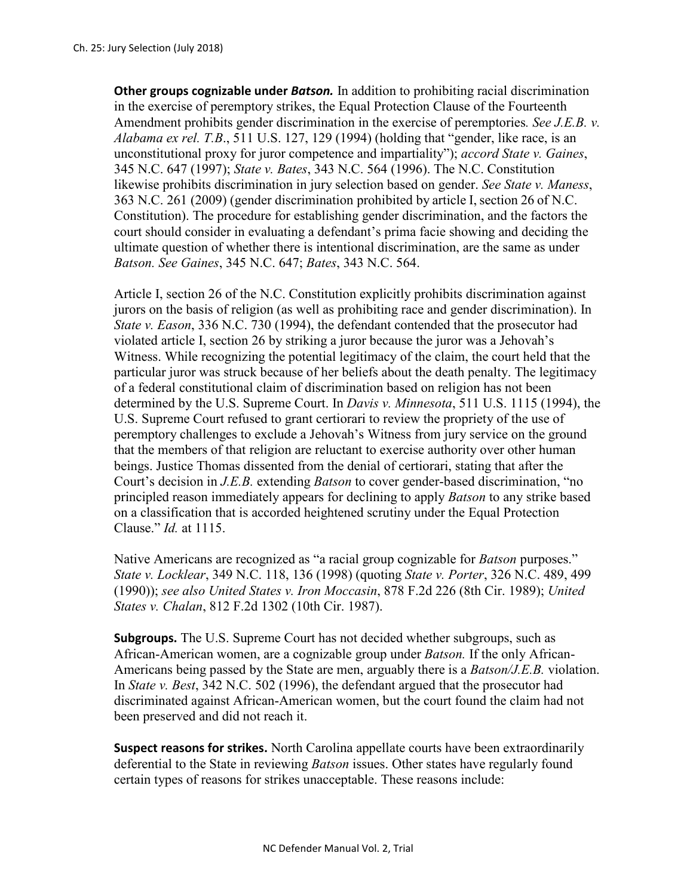**Other groups cognizable under *Batson.*** In addition to prohibiting racial discrimination in the exercise of peremptory strikes, the Equal Protection Clause of the Fourteenth Amendment prohibits gender discrimination in the exercise of peremptories*. See J.E.B. v. Alabama ex rel. T.B*., 511 U.S. 127, 129 (1994) (holding that "gender, like race, is an unconstitutional proxy for juror competence and impartiality"); *accord State v. Gaines*, 345 N.C. 647 (1997); *State v. Bates*, 343 N.C. 564 (1996). The N.C. Constitution likewise prohibits discrimination in jury selection based on gender. *See State v. Maness*, 363 N.C. 261 (2009) (gender discrimination prohibited by article I, section 26 of N.C. Constitution). The procedure for establishing gender discrimination, and the factors the court should consider in evaluating a defendant's prima facie showing and deciding the ultimate question of whether there is intentional discrimination, are the same as under *Batson. See Gaines*, 345 N.C. 647; *Bates*, 343 N.C. 564.

Article I, section 26 of the N.C. Constitution explicitly prohibits discrimination against jurors on the basis of religion (as well as prohibiting race and gender discrimination). In *State v. Eason*, 336 N.C. 730 (1994), the defendant contended that the prosecutor had violated article I, section 26 by striking a juror because the juror was a Jehovah's Witness. While recognizing the potential legitimacy of the claim, the court held that the particular juror was struck because of her beliefs about the death penalty. The legitimacy of a federal constitutional claim of discrimination based on religion has not been determined by the U.S. Supreme Court. In *Davis v. Minnesota*, 511 U.S. 1115 (1994), the U.S. Supreme Court refused to grant certiorari to review the propriety of the use of peremptory challenges to exclude a Jehovah's Witness from jury service on the ground that the members of that religion are reluctant to exercise authority over other human beings. Justice Thomas dissented from the denial of certiorari, stating that after the Court's decision in *J.E.B.* extending *Batson* to cover gender-based discrimination, "no principled reason immediately appears for declining to apply *Batson* to any strike based on a classification that is accorded heightened scrutiny under the Equal Protection Clause." *Id.* at 1115.

Native Americans are recognized as "a racial group cognizable for *Batson* purposes." *State v. Locklear*, 349 N.C. 118, 136 (1998) (quoting *State v. Porter*, 326 N.C. 489, 499 (1990)); *see also United States v. Iron Moccasin*, 878 F.2d 226 (8th Cir. 1989); *United States v. Chalan*, 812 F.2d 1302 (10th Cir. 1987).

**Subgroups.** The U.S. Supreme Court has not decided whether subgroups, such as African-American women, are a cognizable group under *Batson.* If the only African-Americans being passed by the State are men, arguably there is a *Batson/J.E.B.* violation. In *State v. Best*, 342 N.C. 502 (1996), the defendant argued that the prosecutor had discriminated against African-American women, but the court found the claim had not been preserved and did not reach it.

**Suspect reasons for strikes.** North Carolina appellate courts have been extraordinarily deferential to the State in reviewing *Batson* issues. Other states have regularly found certain types of reasons for strikes unacceptable. These reasons include: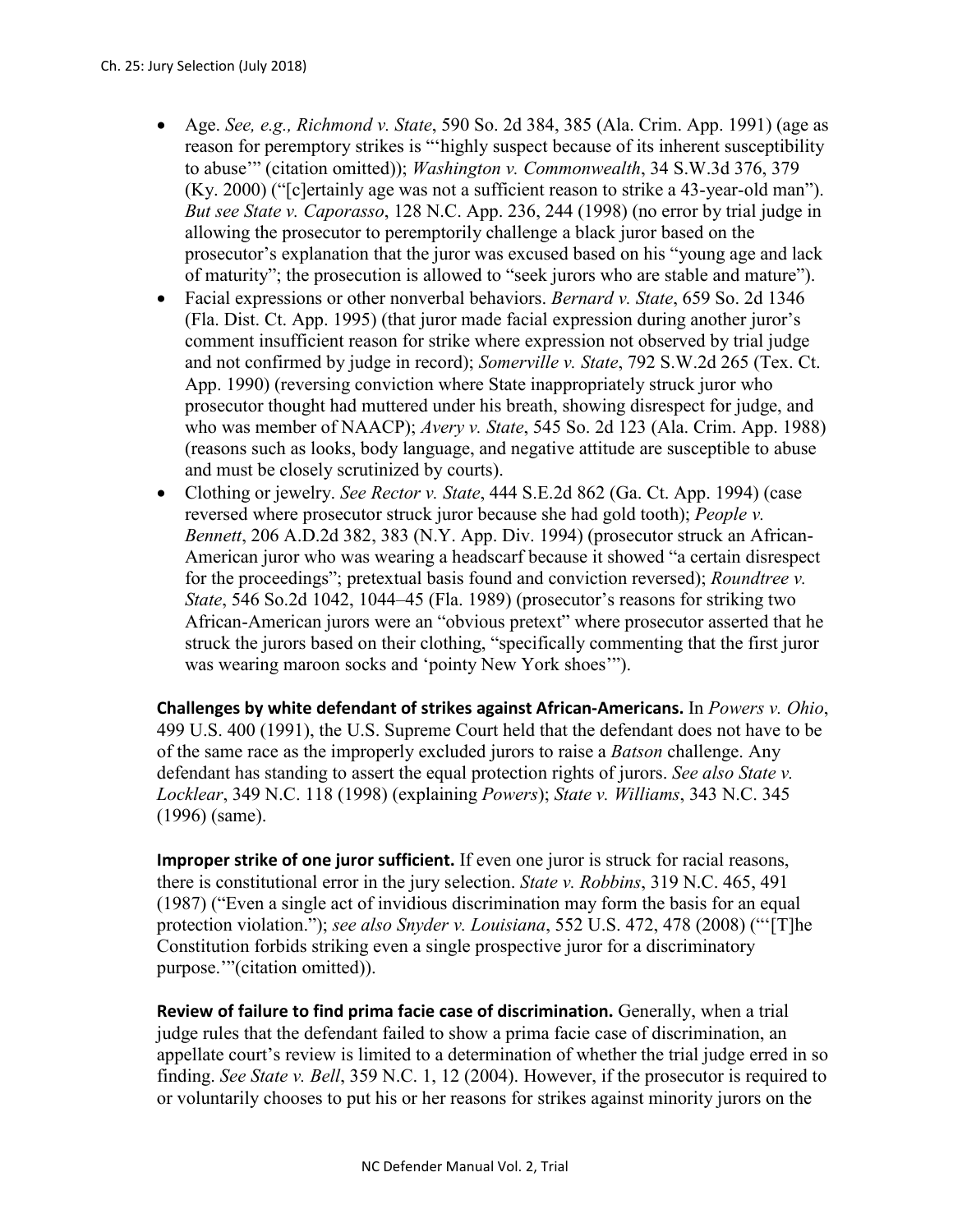- Age. *See, e.g., Richmond v. State*, 590 So. 2d 384, 385 (Ala. Crim. App. 1991) (age as reason for peremptory strikes is "'highly suspect because of its inherent susceptibility to abuse'" (citation omitted)); *Washington v. Commonwealth*, 34 S.W.3d 376, 379 (Ky. 2000) ("[c]ertainly age was not a sufficient reason to strike a 43-year-old man"). *But see State v. Caporasso*, 128 N.C. App. 236, 244 (1998) (no error by trial judge in allowing the prosecutor to peremptorily challenge a black juror based on the prosecutor's explanation that the juror was excused based on his "young age and lack of maturity"; the prosecution is allowed to "seek jurors who are stable and mature").
- Facial expressions or other nonverbal behaviors. *Bernard v. State*, 659 So. 2d 1346 (Fla. Dist. Ct. App. 1995) (that juror made facial expression during another juror's comment insufficient reason for strike where expression not observed by trial judge and not confirmed by judge in record); *Somerville v. State*, 792 S.W.2d 265 (Tex. Ct. App. 1990) (reversing conviction where State inappropriately struck juror who prosecutor thought had muttered under his breath, showing disrespect for judge, and who was member of NAACP); *Avery v. State*, 545 So. 2d 123 (Ala. Crim. App. 1988) (reasons such as looks, body language, and negative attitude are susceptible to abuse and must be closely scrutinized by courts).
- Clothing or jewelry. *See Rector v. State*, 444 S.E.2d 862 (Ga. Ct. App. 1994) (case reversed where prosecutor struck juror because she had gold tooth); *People v. Bennett*, 206 A.D.2d 382, 383 (N.Y. App. Div. 1994) (prosecutor struck an African-American juror who was wearing a headscarf because it showed "a certain disrespect for the proceedings"; pretextual basis found and conviction reversed); *Roundtree v. State*, 546 So.2d 1042, 1044–45 (Fla. 1989) (prosecutor's reasons for striking two African-American jurors were an "obvious pretext" where prosecutor asserted that he struck the jurors based on their clothing, "specifically commenting that the first juror was wearing maroon socks and 'pointy New York shoes'").

**Challenges by white defendant of strikes against African-Americans.** In *Powers v. Ohio*, 499 U.S. 400 (1991), the U.S. Supreme Court held that the defendant does not have to be of the same race as the improperly excluded jurors to raise a *Batson* challenge. Any defendant has standing to assert the equal protection rights of jurors. *See also State v. Locklear*, 349 N.C. 118 (1998) (explaining *Powers*); *State v. Williams*, 343 N.C. 345 (1996) (same).

**Improper strike of one juror sufficient.** If even one juror is struck for racial reasons, there is constitutional error in the jury selection. *State v. Robbins*, 319 N.C. 465, 491 (1987) ("Even a single act of invidious discrimination may form the basis for an equal protection violation."); *see also Snyder v. Louisiana*, 552 U.S. 472, 478 (2008) ("'[T]he Constitution forbids striking even a single prospective juror for a discriminatory purpose.'"(citation omitted)).

**Review of failure to find prima facie case of discrimination.** Generally, when a trial judge rules that the defendant failed to show a prima facie case of discrimination, an appellate court's review is limited to a determination of whether the trial judge erred in so finding. *See State v. Bell*, 359 N.C. 1, 12 (2004). However, if the prosecutor is required to or voluntarily chooses to put his or her reasons for strikes against minority jurors on the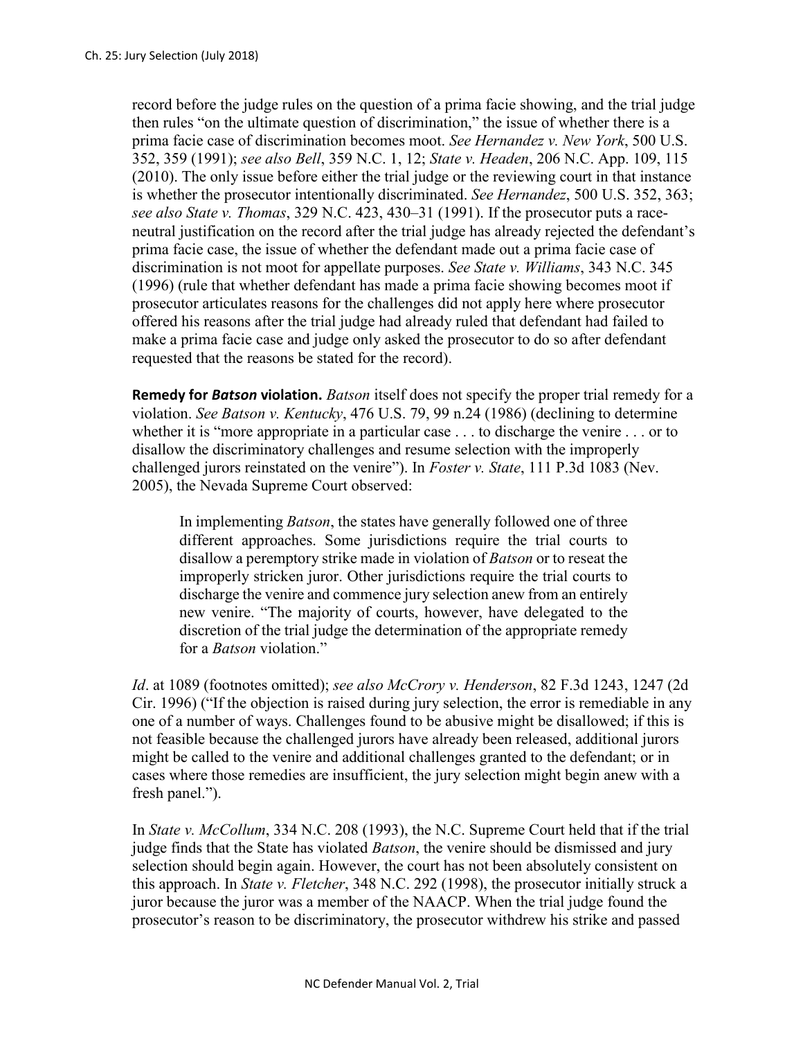record before the judge rules on the question of a prima facie showing, and the trial judge then rules "on the ultimate question of discrimination," the issue of whether there is a prima facie case of discrimination becomes moot. *See Hernandez v. New York*, 500 U.S. 352, 359 (1991); *see also Bell*, 359 N.C. 1, 12; *State v. Headen*, 206 N.C. App. 109, 115 (2010). The only issue before either the trial judge or the reviewing court in that instance is whether the prosecutor intentionally discriminated. *See Hernandez*, 500 U.S. 352, 363; *see also State v. Thomas*, 329 N.C. 423, 430–31 (1991). If the prosecutor puts a race-neutral justification on the record after the trial judge has already rejected the defendant's prima facie case, the issue of whether the defendant made out a prima facie case of discrimination is not moot for appellate purposes. *See State v. Williams*, 343 N.C. 345 (1996) (rule that whether defendant has made a prima facie showing becomes moot if prosecutor articulates reasons for the challenges did not apply here where prosecutor offered his reasons after the trial judge had already ruled that defendant had failed to make a prima facie case and judge only asked the prosecutor to do so after defendant requested that the reasons be stated for the record).

**Remedy for *Batson* violation.** *Batson* itself does not specify the proper trial remedy for a violation. *See Batson v. Kentucky*, 476 U.S. 79, 99 n.24 (1986) (declining to determine whether it is "more appropriate in a particular case . . . to discharge the venire . . . or to disallow the discriminatory challenges and resume selection with the improperly challenged jurors reinstated on the venire"). In *Foster v. State*, 111 P.3d 1083 (Nev. 2005), the Nevada Supreme Court observed:

> In implementing *Batson*, the states have generally followed one of three different approaches. Some jurisdictions require the trial courts to disallow a peremptory strike made in violation of *Batson* or to reseat the improperly stricken juror. Other jurisdictions require the trial courts to discharge the venire and commence jury selection anew from an entirely new venire. "The majority of courts, however, have delegated to the discretion of the trial judge the determination of the appropriate remedy for a *Batson* violation."

*Id*. at 1089 (footnotes omitted); *see also McCrory v. Henderson*, 82 F.3d 1243, 1247 (2d Cir. 1996) ("If the objection is raised during jury selection, the error is remediable in any one of a number of ways. Challenges found to be abusive might be disallowed; if this is not feasible because the challenged jurors have already been released, additional jurors might be called to the venire and additional challenges granted to the defendant; or in cases where those remedies are insufficient, the jury selection might begin anew with a fresh panel.").

In *State v. McCollum*, 334 N.C. 208 (1993), the N.C. Supreme Court held that if the trial judge finds that the State has violated *Batson*, the venire should be dismissed and jury selection should begin again. However, the court has not been absolutely consistent on this approach. In *State v. Fletcher*, 348 N.C. 292 (1998), the prosecutor initially struck a juror because the juror was a member of the NAACP. When the trial judge found the prosecutor's reason to be discriminatory, the prosecutor withdrew his strike and passed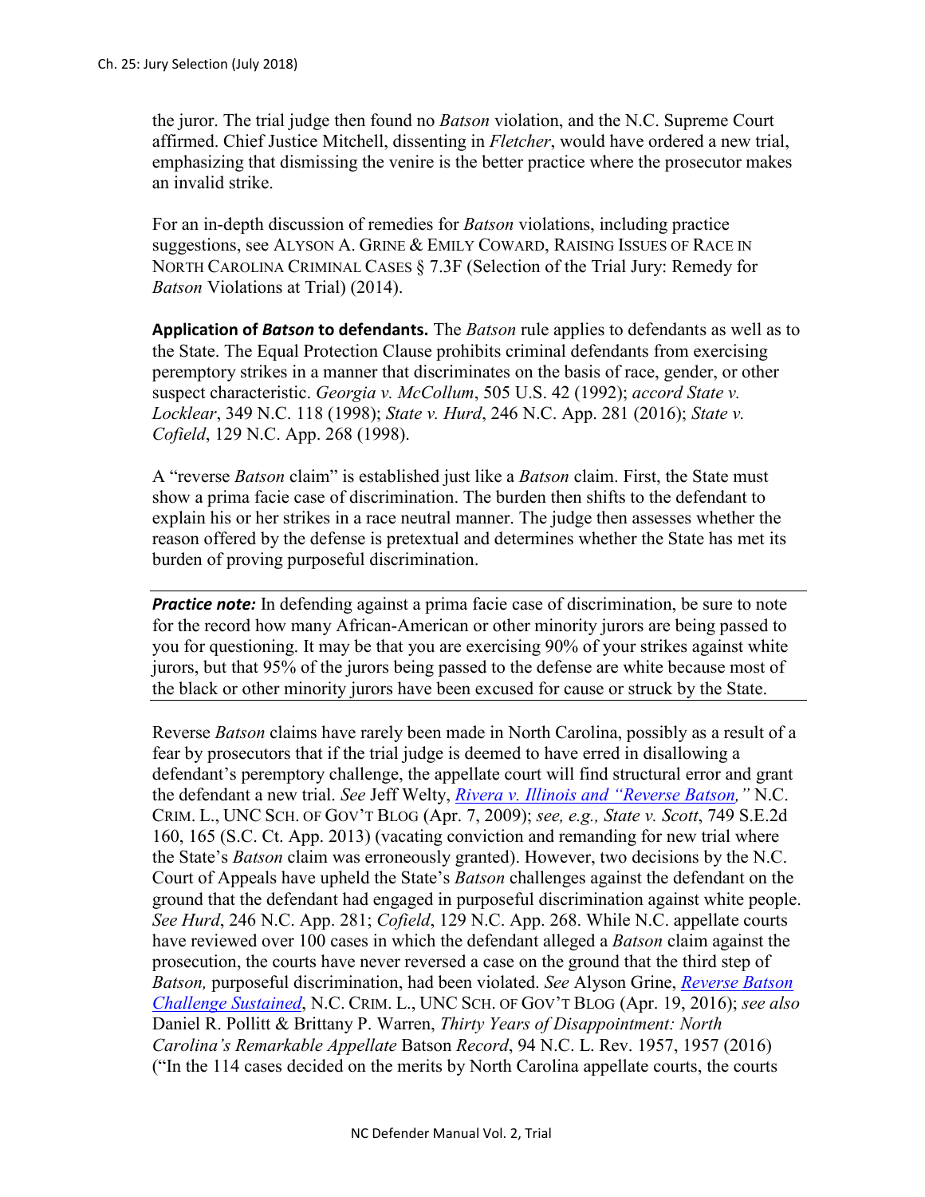the juror. The trial judge then found no *Batson* violation, and the N.C. Supreme Court affirmed. Chief Justice Mitchell, dissenting in *Fletcher*, would have ordered a new trial, emphasizing that dismissing the venire is the better practice where the prosecutor makes an invalid strike.

For an in-depth discussion of remedies for *Batson* violations, including practice suggestions, see ALYSON A. GRINE & EMILY COWARD, RAISING ISSUES OF RACE IN NORTH CAROLINA CRIMINAL CASES § 7.3F (Selection of the Trial Jury: Remedy for *Batson* Violations at Trial) (2014).

**Application of *Batson* to defendants.** The *Batson* rule applies to defendants as well as to the State. The Equal Protection Clause prohibits criminal defendants from exercising peremptory strikes in a manner that discriminates on the basis of race, gender, or other suspect characteristic. *Georgia v. McCollum*, 505 U.S. 42 (1992); *accord State v. Locklear*, 349 N.C. 118 (1998); *State v. Hurd*, 246 N.C. App. 281 (2016); *State v. Cofield*, 129 N.C. App. 268 (1998).

A "reverse *Batson* claim" is established just like a *Batson* claim. First, the State must show a prima facie case of discrimination. The burden then shifts to the defendant to explain his or her strikes in a race neutral manner. The judge then assesses whether the reason offered by the defense is pretextual and determines whether the State has met its burden of proving purposeful discrimination.

***Practice note:*** In defending against a prima facie case of discrimination, be sure to note for the record how many African-American or other minority jurors are being passed to you for questioning. It may be that you are exercising 90% of your strikes against white jurors, but that 95% of the jurors being passed to the defense are white because most of the black or other minority jurors have been excused for cause or struck by the State.

Reverse *Batson* claims have rarely been made in North Carolina, possibly as a result of a fear by prosecutors that if the trial judge is deemed to have erred in disallowing a defendant's peremptory challenge, the appellate court will find structural error and grant the defendant a new trial. *See* Jeff Welty, *Rivera v. Illinois and "Reverse Batson,"* N.C. CRIM. L., UNC SCH. OF GOV'T BLOG (Apr. 7, 2009); *see, e.g., State v. Scott*, 749 S.E.2d 160, 165 (S.C. Ct. App. 2013) (vacating conviction and remanding for new trial where the State's *Batson* claim was erroneously granted). However, two decisions by the N.C. Court of Appeals have upheld the State's *Batson* challenges against the defendant on the ground that the defendant had engaged in purposeful discrimination against white people. *See Hurd*, 246 N.C. App. 281; *Cofield*, 129 N.C. App. 268. While N.C. appellate courts have reviewed over 100 cases in which the defendant alleged a *Batson* claim against the prosecution, the courts have never reversed a case on the ground that the third step of *Batson,* purposeful discrimination, had been violated. *See* Alyson Grine, *Reverse Batson Challenge Sustained*, N.C. CRIM. L., UNC SCH. OF GOV'T BLOG (Apr. 19, 2016); *see also* Daniel R. Pollitt & Brittany P. Warren, *Thirty Years of Disappointment: North Carolina's Remarkable Appellate* Batson *Record*, 94 N.C. L. Rev. 1957, 1957 (2016) ("In the 114 cases decided on the merits by North Carolina appellate courts, the courts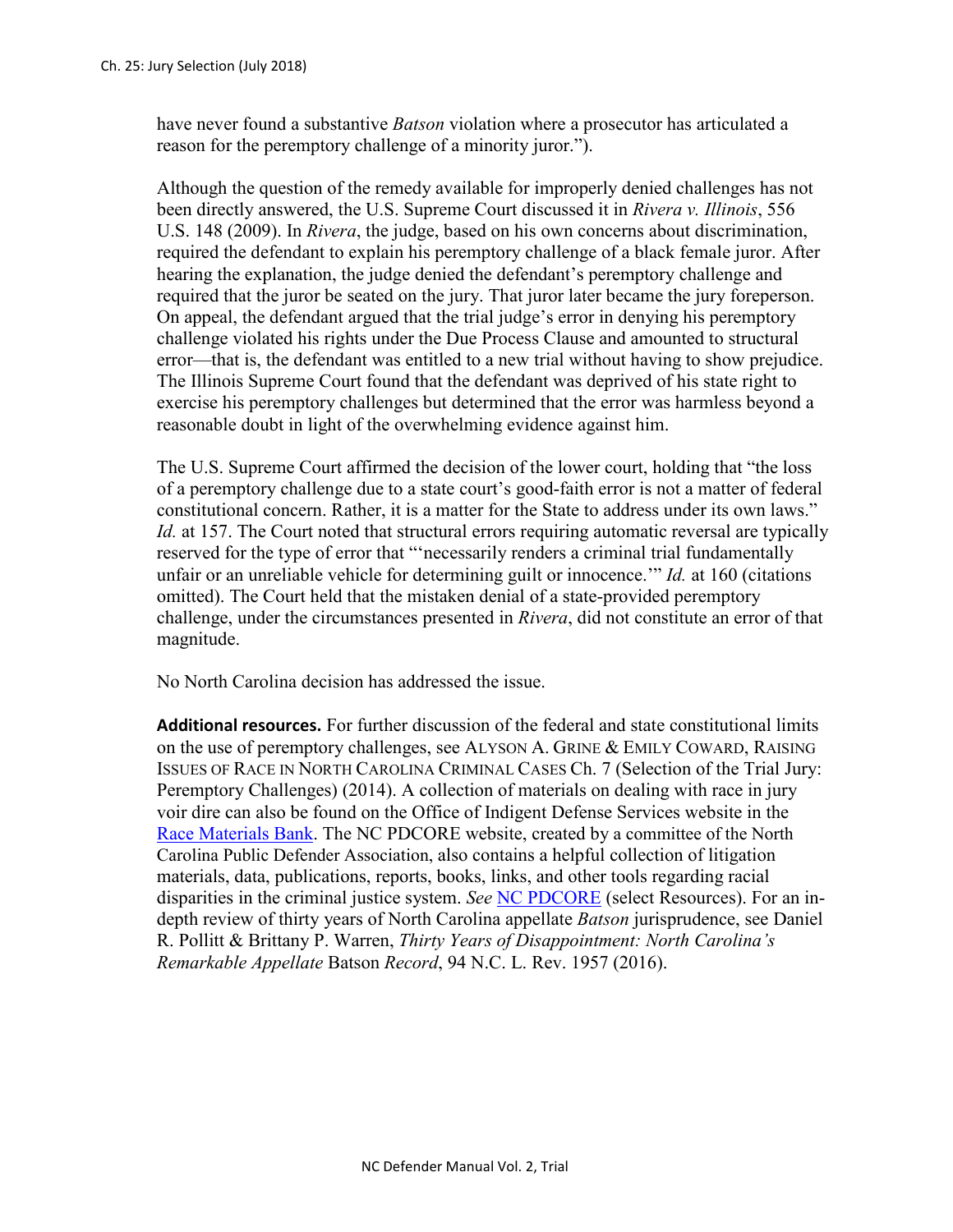have never found a substantive *Batson* violation where a prosecutor has articulated a reason for the peremptory challenge of a minority juror.").

Although the question of the remedy available for improperly denied challenges has not been directly answered, the U.S. Supreme Court discussed it in *Rivera v. Illinois*, 556 U.S. 148 (2009). In *Rivera*, the judge, based on his own concerns about discrimination, required the defendant to explain his peremptory challenge of a black female juror. After hearing the explanation, the judge denied the defendant's peremptory challenge and required that the juror be seated on the jury. That juror later became the jury foreperson. On appeal, the defendant argued that the trial judge's error in denying his peremptory challenge violated his rights under the Due Process Clause and amounted to structural error—that is, the defendant was entitled to a new trial without having to show prejudice. The Illinois Supreme Court found that the defendant was deprived of his state right to exercise his peremptory challenges but determined that the error was harmless beyond a reasonable doubt in light of the overwhelming evidence against him.

The U.S. Supreme Court affirmed the decision of the lower court, holding that "the loss of a peremptory challenge due to a state court's good-faith error is not a matter of federal constitutional concern. Rather, it is a matter for the State to address under its own laws." *Id.* at 157. The Court noted that structural errors requiring automatic reversal are typically reserved for the type of error that "'necessarily renders a criminal trial fundamentally unfair or an unreliable vehicle for determining guilt or innocence.'" *Id.* at 160 (citations omitted). The Court held that the mistaken denial of a state-provided peremptory challenge, under the circumstances presented in *Rivera*, did not constitute an error of that magnitude.

No North Carolina decision has addressed the issue.

**Additional resources.** For further discussion of the federal and state constitutional limits on the use of peremptory challenges, see ALYSON A. GRINE & EMILY COWARD, RAISING ISSUES OF RACE IN NORTH CAROLINA CRIMINAL CASES Ch. 7 (Selection of the Trial Jury: Peremptory Challenges) (2014). A collection of materials on dealing with race in jury voir dire can also be found on the Office of Indigent Defense Services website in the Race Materials Bank. The NC PDCORE website, created by a committee of the North Carolina Public Defender Association, also contains a helpful collection of litigation materials, data, publications, reports, books, links, and other tools regarding racial disparities in the criminal justice system. *See* NC PDCORE (select Resources). For an in-depth review of thirty years of North Carolina appellate *Batson* jurisprudence, see Daniel R. Pollitt & Brittany P. Warren, *Thirty Years of Disappointment: North Carolina's Remarkable Appellate* Batson *Record*, 94 N.C. L. Rev. 1957 (2016).